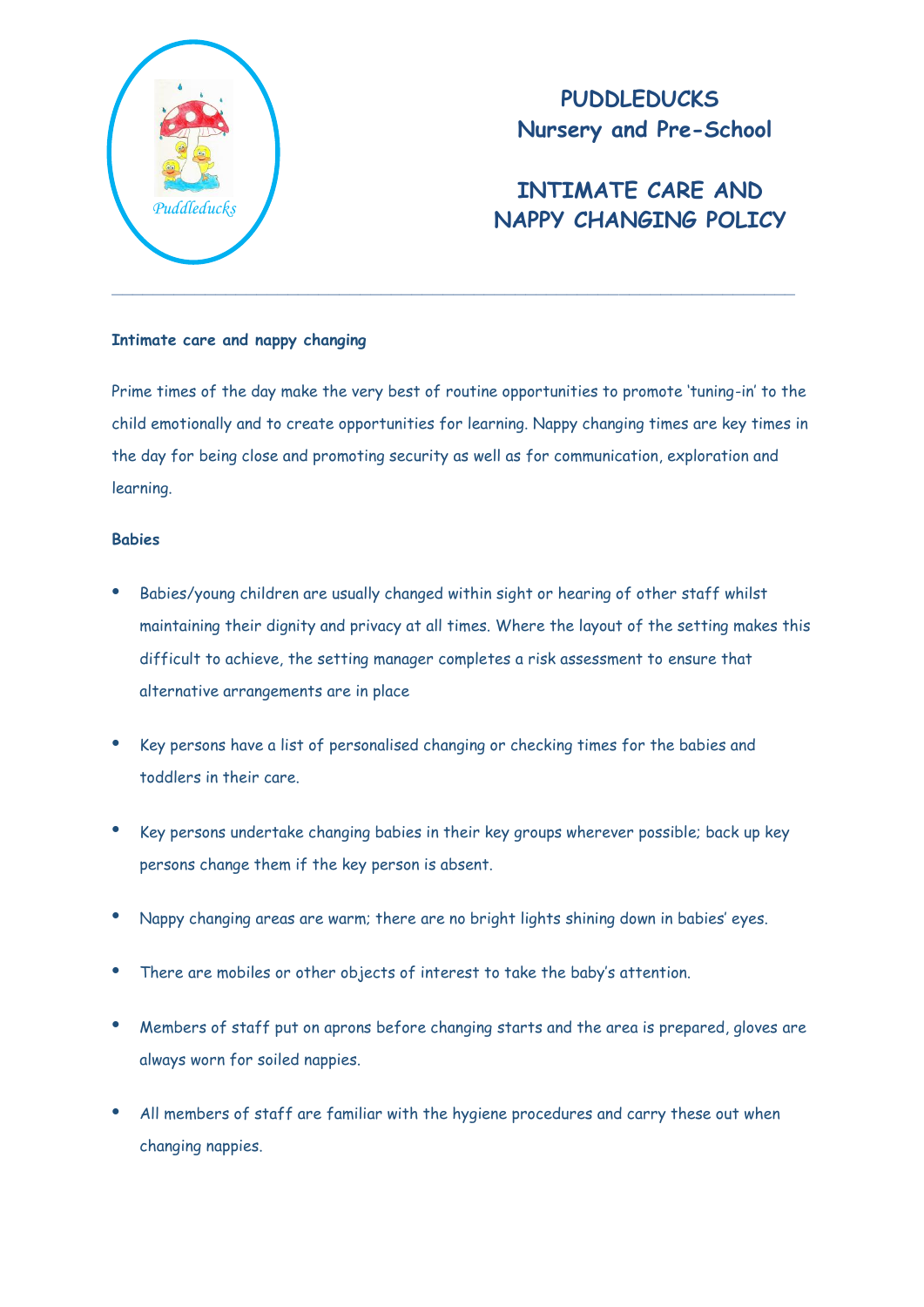# PUDDLEDUCKS
## Nursery and Pre-School

# INTIMATE CARE AND NAPPY CHANGING POLICY

---

**Intimate care and nappy changing**

Prime times of the day make the very best of routine opportunities to promote 'tuning-in' to the child emotionally and to create opportunities for learning. Nappy changing times are key times in the day for being close and promoting security as well as for communication, exploration and learning.

**Babies**

- Babies/young children are usually changed within sight or hearing of other staff whilst maintaining their dignity and privacy at all times. Where the layout of the setting makes this difficult to achieve, the setting manager completes a risk assessment to ensure that alternative arrangements are in place
- Key persons have a list of personalised changing or checking times for the babies and toddlers in their care.
- Key persons undertake changing babies in their key groups wherever possible; back up key persons change them if the key person is absent.
- Nappy changing areas are warm; there are no bright lights shining down in babies' eyes.
- There are mobiles or other objects of interest to take the baby's attention.
- Members of staff put on aprons before changing starts and the area is prepared, gloves are always worn for soiled nappies.
- All members of staff are familiar with the hygiene procedures and carry these out when changing nappies.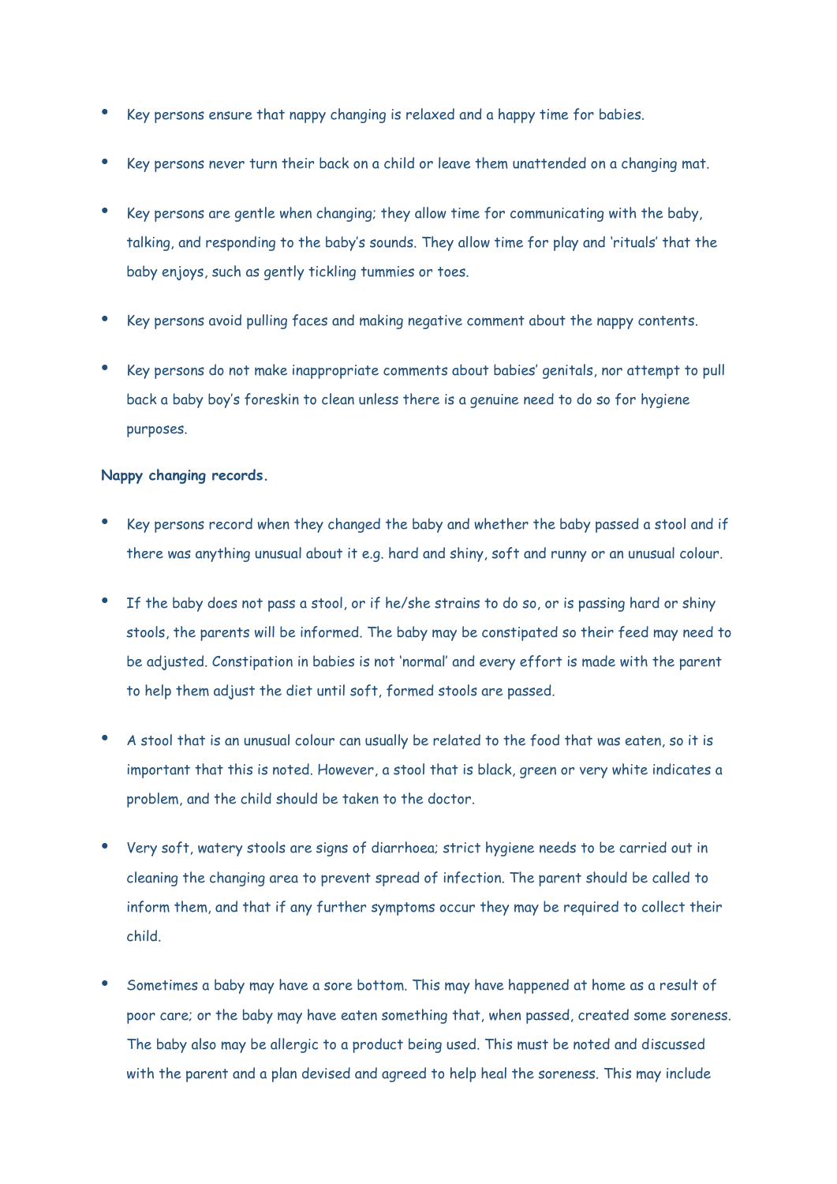- Key persons ensure that nappy changing is relaxed and a happy time for babies.
- Key persons never turn their back on a child or leave them unattended on a changing mat.
- Key persons are gentle when changing; they allow time for communicating with the baby, talking, and responding to the baby's sounds. They allow time for play and 'rituals' that the baby enjoys, such as gently tickling tummies or toes.
- Key persons avoid pulling faces and making negative comment about the nappy contents.
- Key persons do not make inappropriate comments about babies' genitals, nor attempt to pull back a baby boy's foreskin to clean unless there is a genuine need to do so for hygiene purposes.

**Nappy changing records.**

- Key persons record when they changed the baby and whether the baby passed a stool and if there was anything unusual about it e.g. hard and shiny, soft and runny or an unusual colour.
- If the baby does not pass a stool, or if he/she strains to do so, or is passing hard or shiny stools, the parents will be informed. The baby may be constipated so their feed may need to be adjusted. Constipation in babies is not 'normal' and every effort is made with the parent to help them adjust the diet until soft, formed stools are passed.
- A stool that is an unusual colour can usually be related to the food that was eaten, so it is important that this is noted. However, a stool that is black, green or very white indicates a problem, and the child should be taken to the doctor.
- Very soft, watery stools are signs of diarrhoea; strict hygiene needs to be carried out in cleaning the changing area to prevent spread of infection. The parent should be called to inform them, and that if any further symptoms occur they may be required to collect their child.
- Sometimes a baby may have a sore bottom. This may have happened at home as a result of poor care; or the baby may have eaten something that, when passed, created some soreness. The baby also may be allergic to a product being used. This must be noted and discussed with the parent and a plan devised and agreed to help heal the soreness. This may include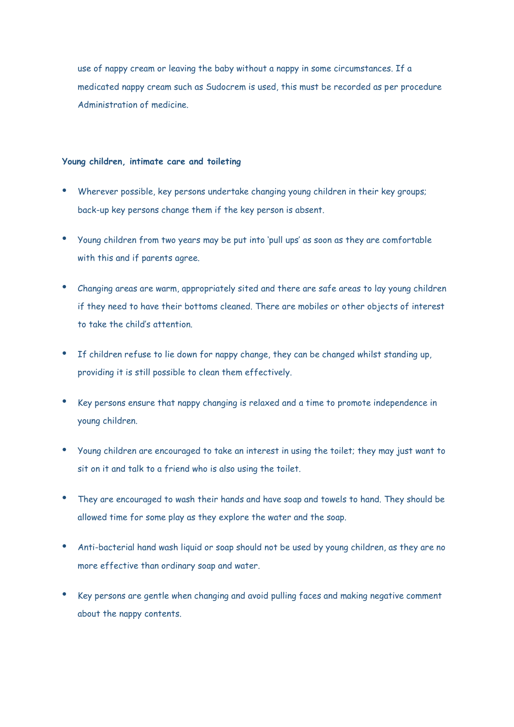use of nappy cream or leaving the baby without a nappy in some circumstances. If a medicated nappy cream such as Sudocrem is used, this must be recorded as per procedure Administration of medicine.

**Young children, intimate care and toileting**

- Wherever possible, key persons undertake changing young children in their key groups; back-up key persons change them if the key person is absent.
- Young children from two years may be put into 'pull ups' as soon as they are comfortable with this and if parents agree.
- Changing areas are warm, appropriately sited and there are safe areas to lay young children if they need to have their bottoms cleaned. There are mobiles or other objects of interest to take the child's attention.
- If children refuse to lie down for nappy change, they can be changed whilst standing up, providing it is still possible to clean them effectively.
- Key persons ensure that nappy changing is relaxed and a time to promote independence in young children.
- Young children are encouraged to take an interest in using the toilet; they may just want to sit on it and talk to a friend who is also using the toilet.
- They are encouraged to wash their hands and have soap and towels to hand. They should be allowed time for some play as they explore the water and the soap.
- Anti-bacterial hand wash liquid or soap should not be used by young children, as they are no more effective than ordinary soap and water.
- Key persons are gentle when changing and avoid pulling faces and making negative comment about the nappy contents.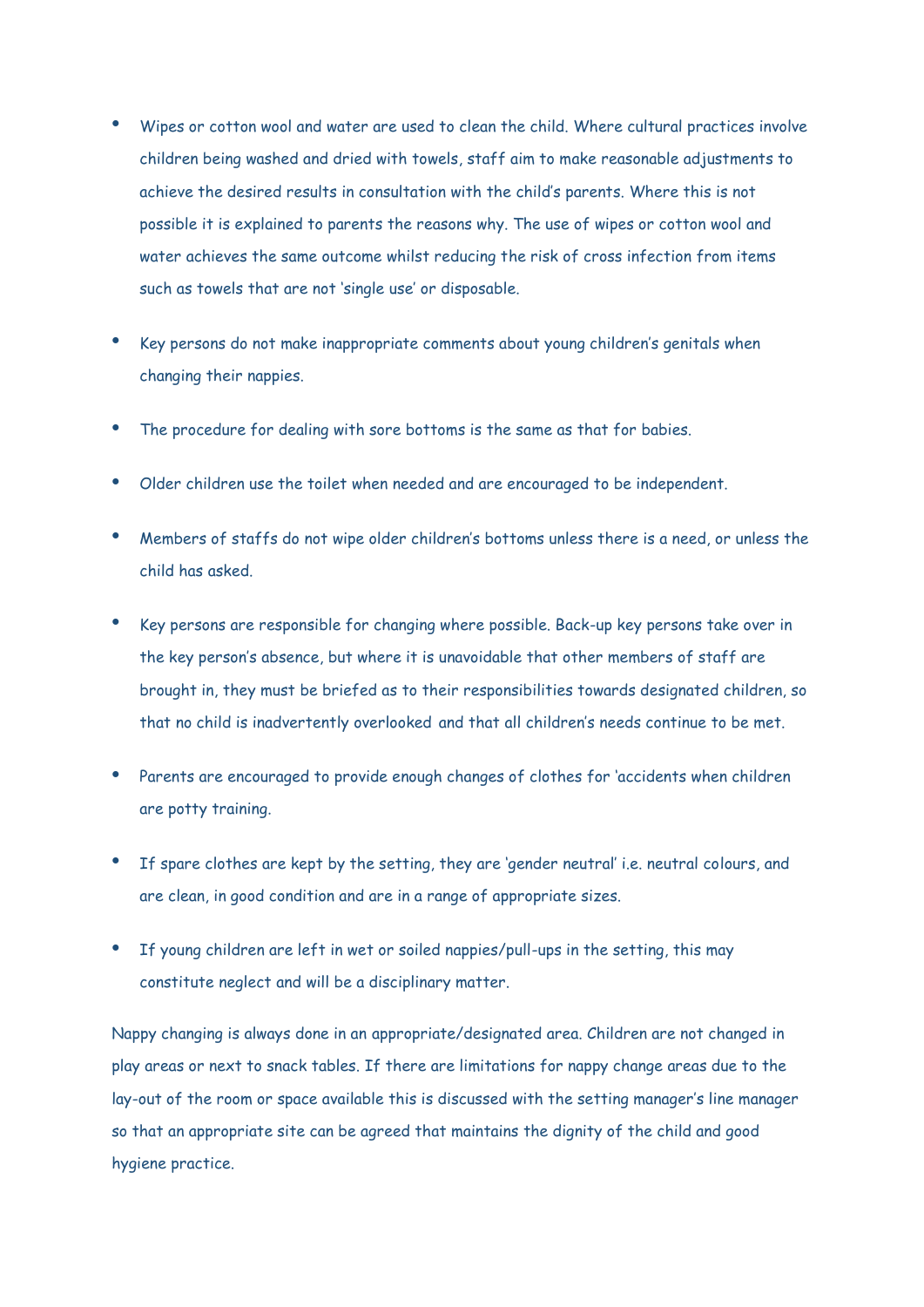- Wipes or cotton wool and water are used to clean the child. Where cultural practices involve children being washed and dried with towels, staff aim to make reasonable adjustments to achieve the desired results in consultation with the child's parents. Where this is not possible it is explained to parents the reasons why. The use of wipes or cotton wool and water achieves the same outcome whilst reducing the risk of cross infection from items such as towels that are not 'single use' or disposable.

- Key persons do not make inappropriate comments about young children's genitals when changing their nappies.

- The procedure for dealing with sore bottoms is the same as that for babies.

- Older children use the toilet when needed and are encouraged to be independent.

- Members of staffs do not wipe older children's bottoms unless there is a need, or unless the child has asked.

- Key persons are responsible for changing where possible. Back-up key persons take over in the key person's absence, but where it is unavoidable that other members of staff are brought in, they must be briefed as to their responsibilities towards designated children, so that no child is inadvertently overlooked and that all children's needs continue to be met.

- Parents are encouraged to provide enough changes of clothes for 'accidents when children are potty training.

- If spare clothes are kept by the setting, they are 'gender neutral' i.e. neutral colours, and are clean, in good condition and are in a range of appropriate sizes.

- If young children are left in wet or soiled nappies/pull-ups in the setting, this may constitute neglect and will be a disciplinary matter.

Nappy changing is always done in an appropriate/designated area. Children are not changed in play areas or next to snack tables. If there are limitations for nappy change areas due to the lay-out of the room or space available this is discussed with the setting manager's line manager so that an appropriate site can be agreed that maintains the dignity of the child and good hygiene practice.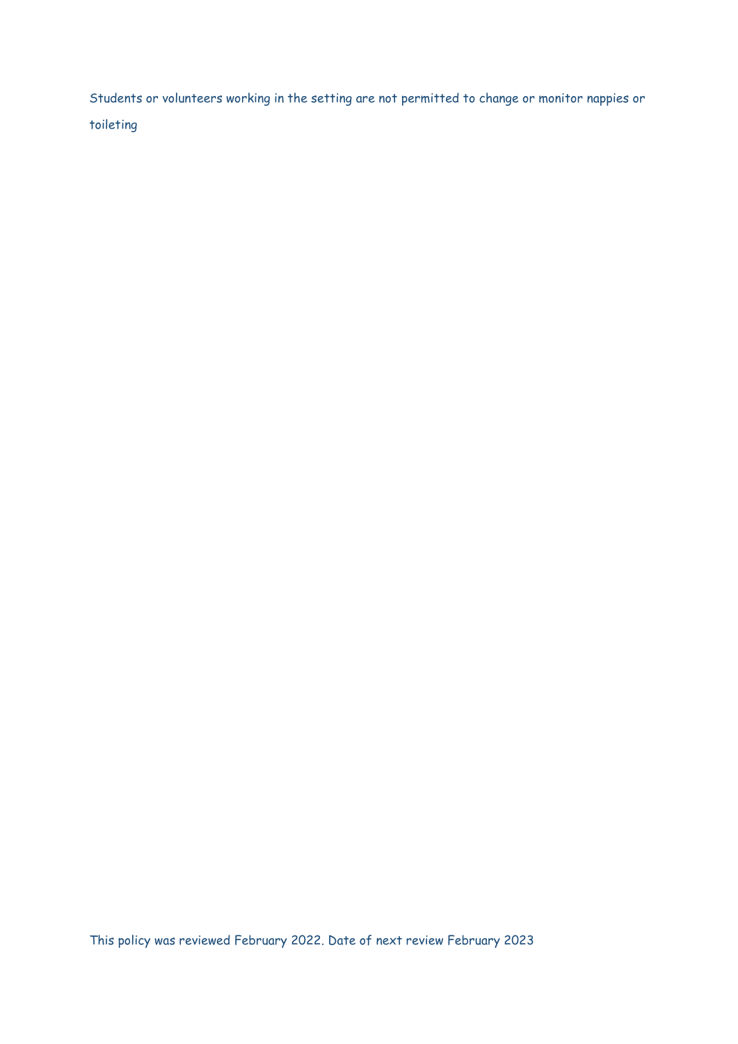Students or volunteers working in the setting are not permitted to change or monitor nappies or toileting

This policy was reviewed February 2022. Date of next review February 2023